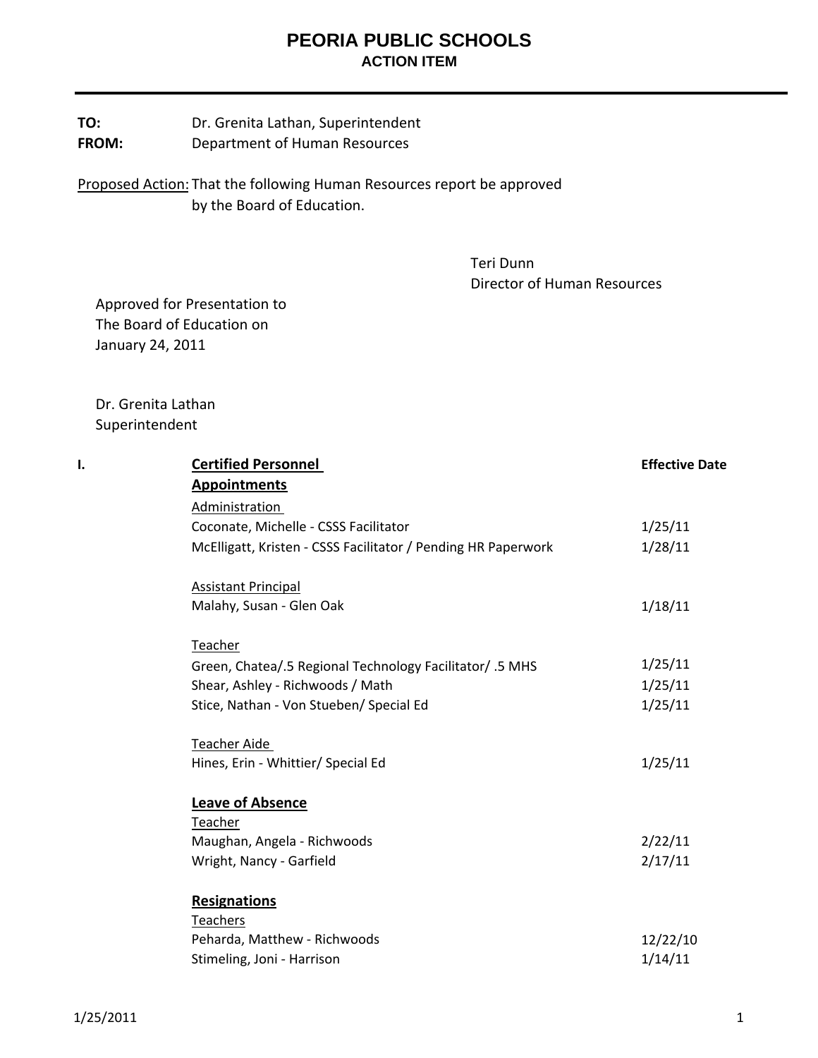# PEORIA PUBLIC SCHOOLS

## ACTION ITEM

**TO:** Dr. Grenita Lathan, Superintendent
**FROM:** Department of Human Resources

Proposed Action: That the following Human Resources report be approved by the Board of Education.

Teri Dunn
Director of Human Resources

Approved for Presentation to
The Board of Education on
January 24, 2011

Dr. Grenita Lathan
Superintendent

| **I.** | **Certified Personnel** | **Effective Date** |
|---|---|---|
| | **Appointments** | |
| | Administration | |
| | Coconate, Michelle - CSSS Facilitator | 1/25/11 |
| | McElligatt, Kristen - CSSS Facilitator / Pending HR Paperwork | 1/28/11 |
| | | |
| | Assistant Principal | |
| | Malahy, Susan - Glen Oak | 1/18/11 |
| | | |
| | Teacher | |
| | Green, Chatea/.5 Regional Technology Facilitator/ .5 MHS | 1/25/11 |
| | Shear, Ashley - Richwoods / Math | 1/25/11 |
| | Stice, Nathan - Von Stueben/ Special Ed | 1/25/11 |
| | | |
| | Teacher Aide | |
| | Hines, Erin - Whittier/ Special Ed | 1/25/11 |
| | | |
| | **Leave of Absence** | |
| | Teacher | |
| | Maughan, Angela - Richwoods | 2/22/11 |
| | Wright, Nancy - Garfield | 2/17/11 |
| | | |
| | **Resignations** | |
| | Teachers | |
| | Peharda, Matthew - Richwoods | 12/22/10 |
| | Stimeling, Joni - Harrison | 1/14/11 |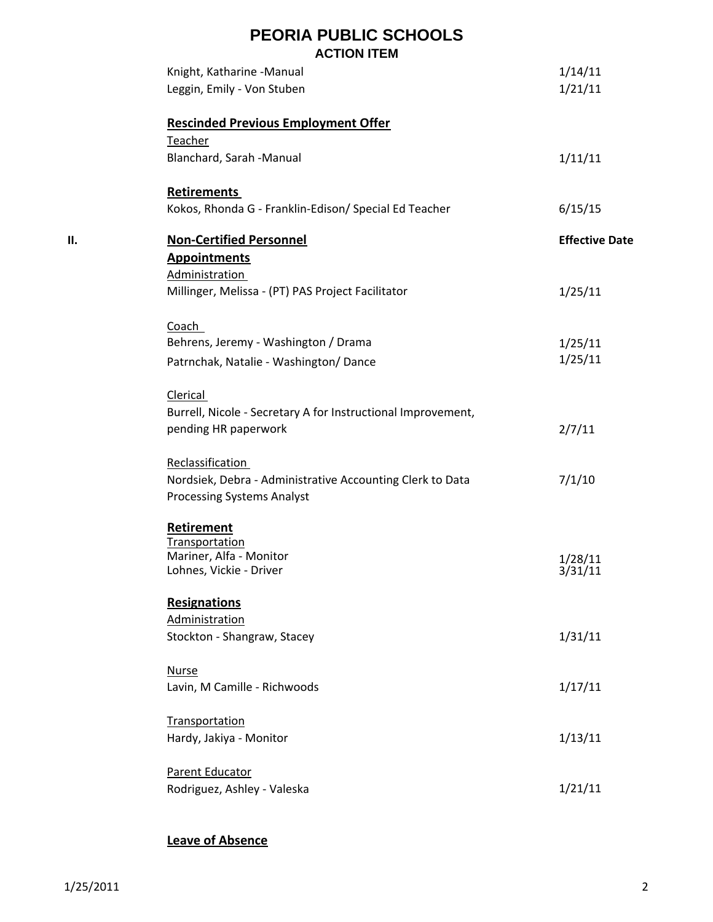# PEORIA PUBLIC SCHOOLS
## ACTION ITEM

| | |
|---|---|
| Knight, Katharine -Manual | 1/14/11 |
| Leggin, Emily - Von Stuben | 1/21/11 |

**Rescinded Previous Employment Offer**

Teacher

| | |
|---|---|
| Blanchard, Sarah -Manual | 1/11/11 |

**Retirements**

| | |
|---|---|
| Kokos, Rhonda G - Franklin-Edison/ Special Ed Teacher | 6/15/15 |

## II. Non-Certified Personnel — **Effective Date**

**Appointments**

Administration

| | |
|---|---|
| Millinger, Melissa - (PT) PAS Project Facilitator | 1/25/11 |

Coach

| | |
|---|---|
| Behrens, Jeremy - Washington / Drama | 1/25/11 |
| Patrnchak, Natalie - Washington/ Dance | 1/25/11 |

Clerical

| | |
|---|---|
| Burrell, Nicole - Secretary A for Instructional Improvement, pending HR paperwork | 2/7/11 |

Reclassification

| | |
|---|---|
| Nordsiek, Debra - Administrative Accounting Clerk to Data Processing Systems Analyst | 7/1/10 |

**Retirement**

Transportation

| | |
|---|---|
| Mariner, Alfa - Monitor | 1/28/11 |
| Lohnes, Vickie - Driver | 3/31/11 |

**Resignations**

Administration

| | |
|---|---|
| Stockton - Shangraw, Stacey | 1/31/11 |

Nurse

| | |
|---|---|
| Lavin, M Camille - Richwoods | 1/17/11 |

Transportation

| | |
|---|---|
| Hardy, Jakiya - Monitor | 1/13/11 |

Parent Educator

| | |
|---|---|
| Rodriguez, Ashley - Valeska | 1/21/11 |

**Leave of Absence**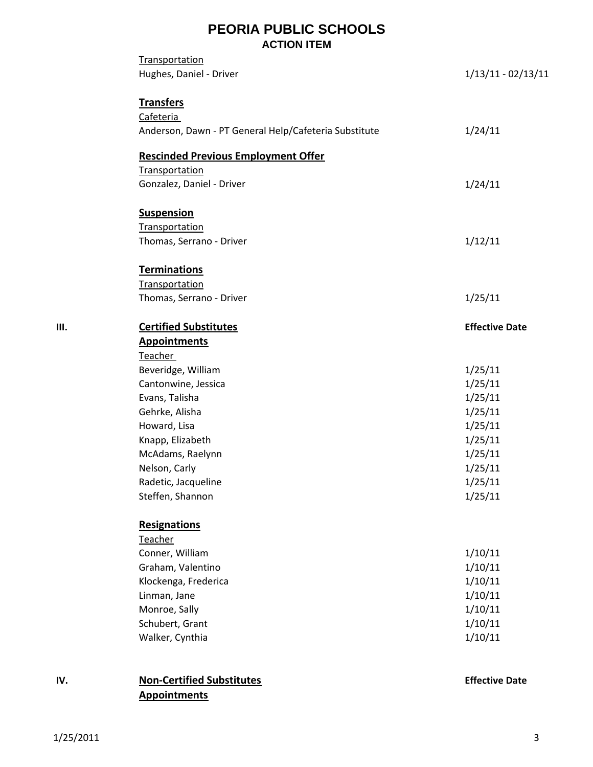# PEORIA PUBLIC SCHOOLS
## ACTION ITEM

Transportation
Hughes, Daniel - Driver 1/13/11 - 02/13/11

**Transfers**

Cafeteria
Anderson, Dawn - PT General Help/Cafeteria Substitute 1/24/11

**Rescinded Previous Employment Offer**

Transportation
Gonzalez, Daniel - Driver 1/24/11

**Suspension**

Transportation
Thomas, Serrano - Driver 1/12/11

**Terminations**

Transportation
Thomas, Serrano - Driver 1/25/11

## III. Certified Substitutes

**Appointments**

| Teacher | Effective Date |
|---|---|
| Beveridge, William | 1/25/11 |
| Cantonwine, Jessica | 1/25/11 |
| Evans, Talisha | 1/25/11 |
| Gehrke, Alisha | 1/25/11 |
| Howard, Lisa | 1/25/11 |
| Knapp, Elizabeth | 1/25/11 |
| McAdams, Raelynn | 1/25/11 |
| Nelson, Carly | 1/25/11 |
| Radetic, Jacqueline | 1/25/11 |
| Steffen, Shannon | 1/25/11 |

**Resignations**

| Teacher | Effective Date |
|---|---|
| Conner, William | 1/10/11 |
| Graham, Valentino | 1/10/11 |
| Klockenga, Frederica | 1/10/11 |
| Linman, Jane | 1/10/11 |
| Monroe, Sally | 1/10/11 |
| Schubert, Grant | 1/10/11 |
| Walker, Cynthia | 1/10/11 |

## IV. Non-Certified Substitutes — Effective Date

**Appointments**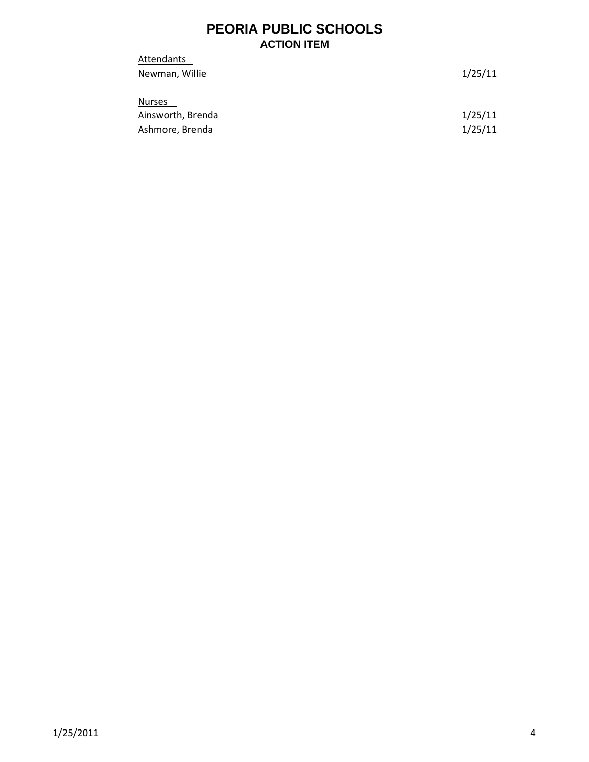# PEORIA PUBLIC SCHOOLS
## ACTION ITEM

<u>Attendants</u>

| | |
|---|---|
| Newman, Willie | 1/25/11 |

<u>Nurses</u>

| | |
|---|---|
| Ainsworth, Brenda | 1/25/11 |
| Ashmore, Brenda | 1/25/11 |